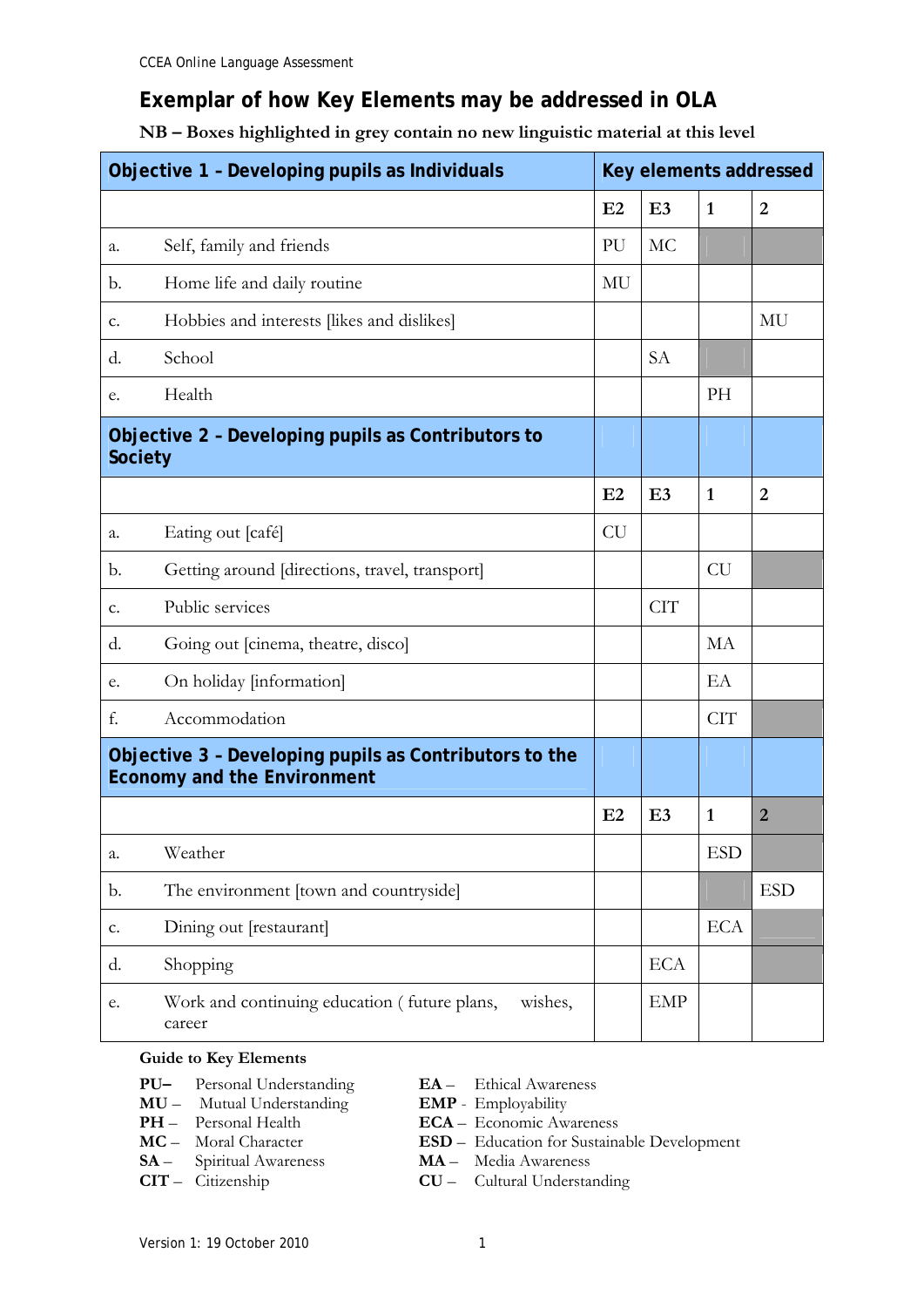CCEA Online Language Assessment

# Exemplar of how Key Elements may be addressed in OLA

**NB – Boxes highlighted in grey contain no new linguistic material at this level**

| **Objective 1 – Developing pupils as Individuals** | | **Key elements addressed** | | | |
|---|---|---|---|---|---|
| | | **E2** | **E3** | **1** | **2** |
| a. | Self, family and friends | PU | MC | | |
| b. | Home life and daily routine | MU | | | |
| c. | Hobbies and interests [likes and dislikes] | | | | MU |
| d. | School | | SA | | |
| e. | Health | | | PH | |
| **Objective 2 – Developing pupils as Contributors to Society** | | | | | |
| | | **E2** | **E3** | **1** | **2** |
| a. | Eating out [café] | CU | | | |
| b. | Getting around [directions, travel, transport] | | | CU | |
| c. | Public services | | CIT | | |
| d. | Going out [cinema, theatre, disco] | | | MA | |
| e. | On holiday [information] | | | EA | |
| f. | Accommodation | | | CIT | |
| **Objective 3 – Developing pupils as Contributors to the Economy and the Environment** | | | | | |
| | | **E2** | **E3** | **1** | **2** |
| a. | Weather | | | ESD | |
| b. | The environment [town and countryside] | | | | ESD |
| c. | Dining out [restaurant] | | | ECA | |
| d. | Shopping | | ECA | | |
| e. | Work and continuing education ( future plans, wishes, career | | EMP | | |

**Guide to Key Elements**

**PU–** Personal Understanding
**MU –** Mutual Understanding
**PH –** Personal Health
**MC –** Moral Character
**SA –** Spiritual Awareness
**CIT –** Citizenship
**EA –** Ethical Awareness
**EMP -** Employability
**ECA –** Economic Awareness
**ESD –** Education for Sustainable Development
**MA –** Media Awareness
**CU –** Cultural Understanding

Version 1: 19 October 2010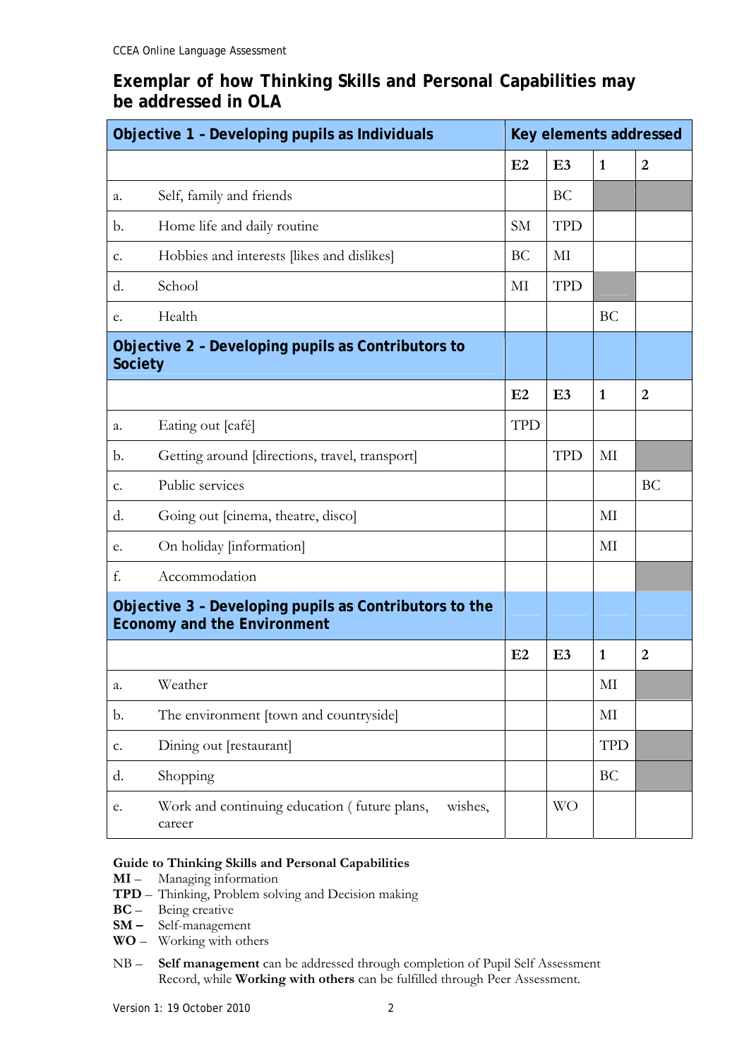## Exemplar of how Thinking Skills and Personal Capabilities may be addressed in OLA

| Objective 1 – Developing pupils as Individuals | | Key elements addressed | | | |
|---|---|---|---|---|---|
| | | **E2** | **E3** | **1** | **2** |
| a. | Self, family and friends | | BC | | |
| b. | Home life and daily routine | SM | TPD | | |
| c. | Hobbies and interests [likes and dislikes] | BC | MI | | |
| d. | School | MI | TPD | | |
| e. | Health | | | BC | |
| **Objective 2 – Developing pupils as Contributors to Society** | | | | | |
| | | **E2** | **E3** | **1** | **2** |
| a. | Eating out [café] | TPD | | | |
| b. | Getting around [directions, travel, transport] | | TPD | MI | |
| c. | Public services | | | | BC |
| d. | Going out [cinema, theatre, disco] | | | MI | |
| e. | On holiday [information] | | | MI | |
| f. | Accommodation | | | | |
| **Objective 3 – Developing pupils as Contributors to the Economy and the Environment** | | | | | |
| | | **E2** | **E3** | **1** | **2** |
| a. | Weather | | | MI | |
| b. | The environment [town and countryside] | | | MI | |
| c. | Dining out [restaurant] | | | TPD | |
| d. | Shopping | | | BC | |
| e. | Work and continuing education ( future plans, wishes, career | | WO | | |

**Guide to Thinking Skills and Personal Capabilities**

**MI** – Managing information
**TPD** – Thinking, Problem solving and Decision making
**BC** – Being creative
**SM –** Self-management
**WO** – Working with others

NB – **Self management** can be addressed through completion of Pupil Self Assessment Record, while **Working with others** can be fulfilled through Peer Assessment.

Version 1: 19 October 2010